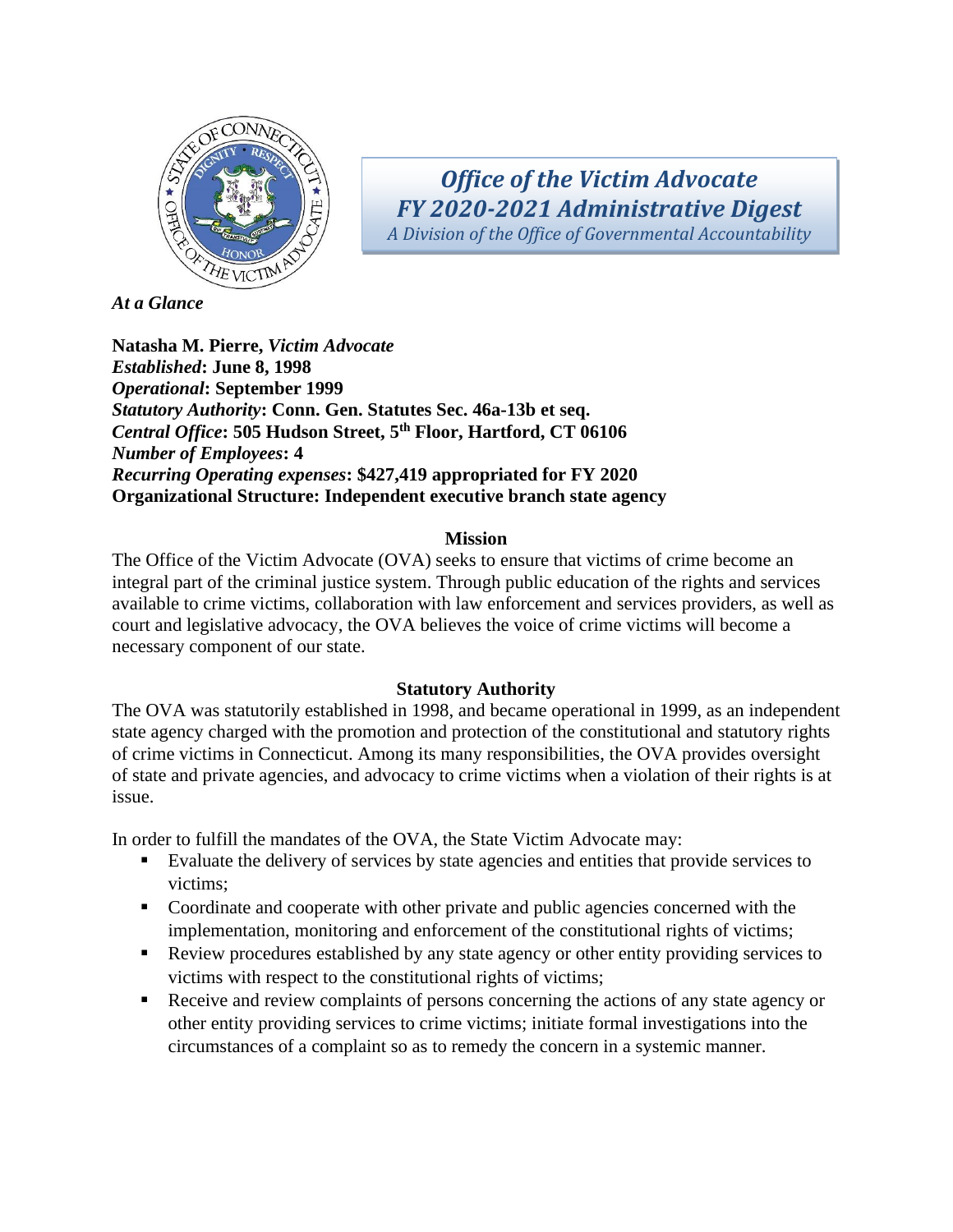# *Office of the Victim Advocate*
# *FY 2020-2021 Administrative Digest*

*A Division of the Office of Governmental Accountability*

***At a Glance***

**Natasha M. Pierre,** ***Victim Advocate***
***Established*****: June 8, 1998**
***Operational*****: September 1999**
***Statutory Authority*****: Conn. Gen. Statutes Sec. 46a-13b et seq.**
***Central Office*****: 505 Hudson Street, 5th Floor, Hartford, CT 06106**
***Number of Employees*****: 4**
***Recurring Operating expenses*****: $427,419 appropriated for FY 2020**
**Organizational Structure: Independent executive branch state agency**

## Mission

The Office of the Victim Advocate (OVA) seeks to ensure that victims of crime become an integral part of the criminal justice system. Through public education of the rights and services available to crime victims, collaboration with law enforcement and services providers, as well as court and legislative advocacy, the OVA believes the voice of crime victims will become a necessary component of our state.

## Statutory Authority

The OVA was statutorily established in 1998, and became operational in 1999, as an independent state agency charged with the promotion and protection of the constitutional and statutory rights of crime victims in Connecticut. Among its many responsibilities, the OVA provides oversight of state and private agencies, and advocacy to crime victims when a violation of their rights is at issue.

In order to fulfill the mandates of the OVA, the State Victim Advocate may:

- Evaluate the delivery of services by state agencies and entities that provide services to victims;
- Coordinate and cooperate with other private and public agencies concerned with the implementation, monitoring and enforcement of the constitutional rights of victims;
- Review procedures established by any state agency or other entity providing services to victims with respect to the constitutional rights of victims;
- Receive and review complaints of persons concerning the actions of any state agency or other entity providing services to crime victims; initiate formal investigations into the circumstances of a complaint so as to remedy the concern in a systemic manner.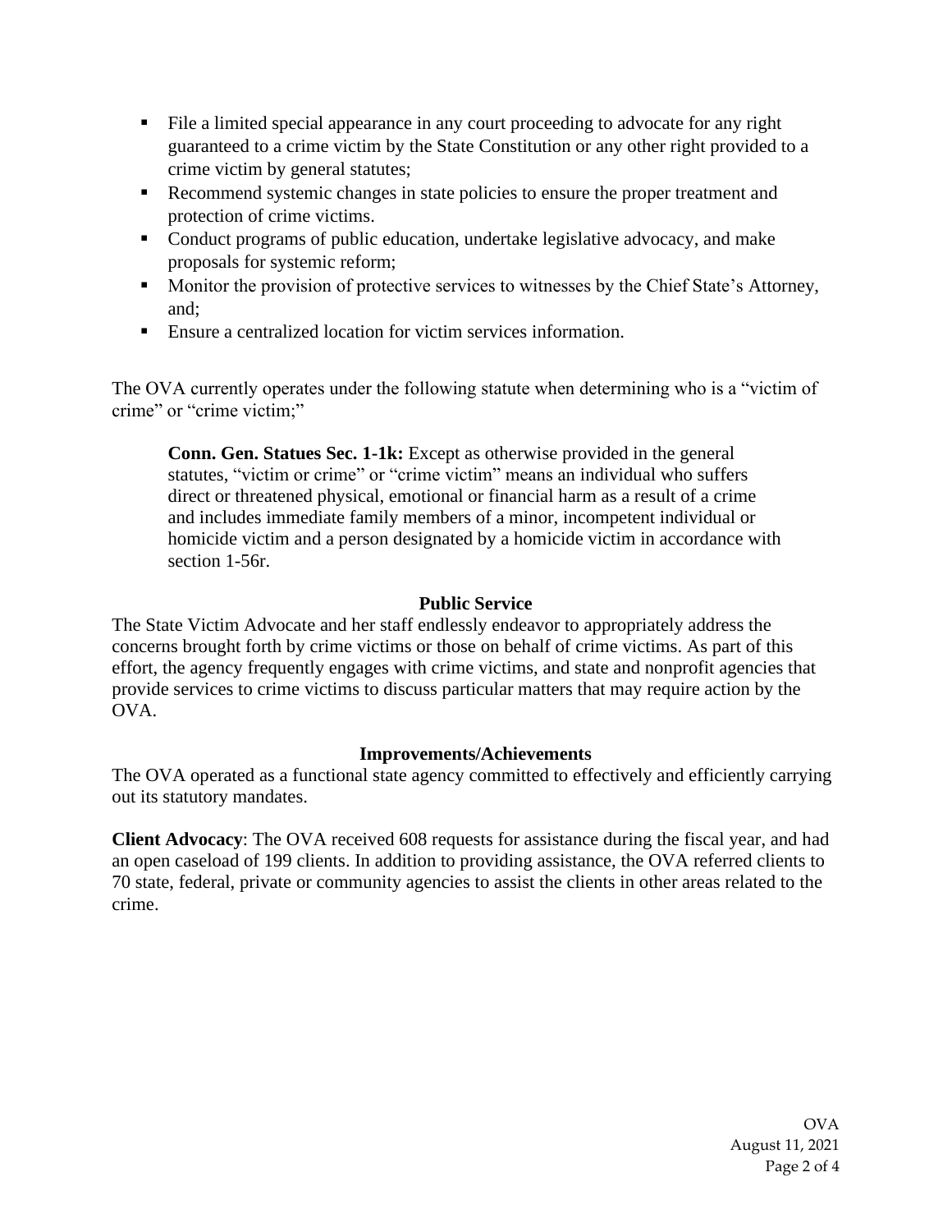- File a limited special appearance in any court proceeding to advocate for any right guaranteed to a crime victim by the State Constitution or any other right provided to a crime victim by general statutes;
- Recommend systemic changes in state policies to ensure the proper treatment and protection of crime victims.
- Conduct programs of public education, undertake legislative advocacy, and make proposals for systemic reform;
- Monitor the provision of protective services to witnesses by the Chief State's Attorney, and;
- Ensure a centralized location for victim services information.

The OVA currently operates under the following statute when determining who is a "victim of crime" or "crime victim;"

> **Conn. Gen. Statues Sec. 1-1k:** Except as otherwise provided in the general statutes, "victim or crime" or "crime victim" means an individual who suffers direct or threatened physical, emotional or financial harm as a result of a crime and includes immediate family members of a minor, incompetent individual or homicide victim and a person designated by a homicide victim in accordance with section 1-56r.

**Public Service**

The State Victim Advocate and her staff endlessly endeavor to appropriately address the concerns brought forth by crime victims or those on behalf of crime victims. As part of this effort, the agency frequently engages with crime victims, and state and nonprofit agencies that provide services to crime victims to discuss particular matters that may require action by the OVA.

**Improvements/Achievements**

The OVA operated as a functional state agency committed to effectively and efficiently carrying out its statutory mandates.

**Client Advocacy**: The OVA received 608 requests for assistance during the fiscal year, and had an open caseload of 199 clients. In addition to providing assistance, the OVA referred clients to 70 state, federal, private or community agencies to assist the clients in other areas related to the crime.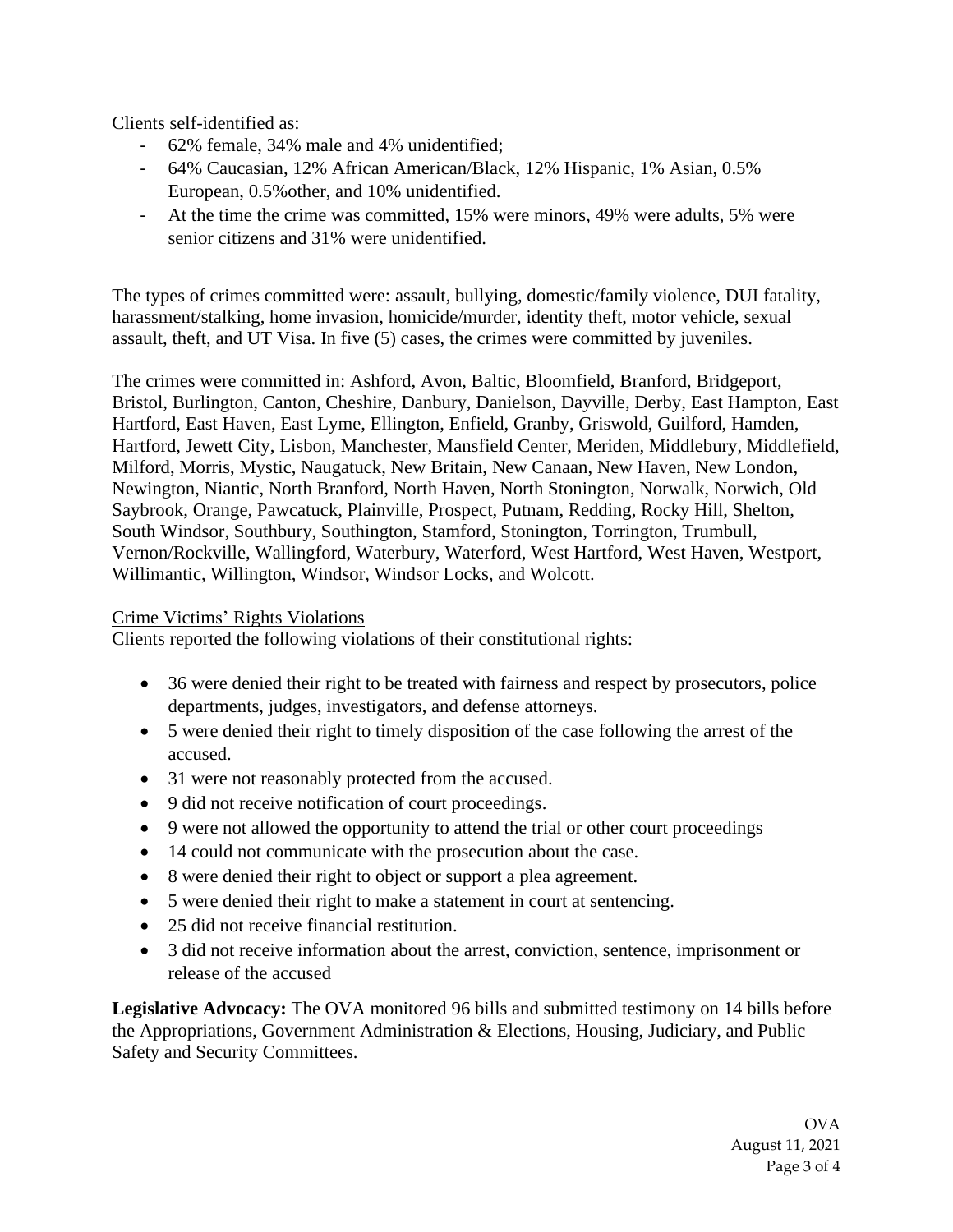Clients self-identified as:

- 62% female, 34% male and 4% unidentified;
- 64% Caucasian, 12% African American/Black, 12% Hispanic, 1% Asian, 0.5% European, 0.5%other, and 10% unidentified.
- At the time the crime was committed, 15% were minors, 49% were adults, 5% were senior citizens and 31% were unidentified.

The types of crimes committed were: assault, bullying, domestic/family violence, DUI fatality, harassment/stalking, home invasion, homicide/murder, identity theft, motor vehicle, sexual assault, theft, and UT Visa. In five (5) cases, the crimes were committed by juveniles.

The crimes were committed in: Ashford, Avon, Baltic, Bloomfield, Branford, Bridgeport, Bristol, Burlington, Canton, Cheshire, Danbury, Danielson, Dayville, Derby, East Hampton, East Hartford, East Haven, East Lyme, Ellington, Enfield, Granby, Griswold, Guilford, Hamden, Hartford, Jewett City, Lisbon, Manchester, Mansfield Center, Meriden, Middlebury, Middlefield, Milford, Morris, Mystic, Naugatuck, New Britain, New Canaan, New Haven, New London, Newington, Niantic, North Branford, North Haven, North Stonington, Norwalk, Norwich, Old Saybrook, Orange, Pawcatuck, Plainville, Prospect, Putnam, Redding, Rocky Hill, Shelton, South Windsor, Southbury, Southington, Stamford, Stonington, Torrington, Trumbull, Vernon/Rockville, Wallingford, Waterbury, Waterford, West Hartford, West Haven, Westport, Willimantic, Willington, Windsor, Windsor Locks, and Wolcott.

<u>Crime Victims' Rights Violations</u>

Clients reported the following violations of their constitutional rights:

- 36 were denied their right to be treated with fairness and respect by prosecutors, police departments, judges, investigators, and defense attorneys.
- 5 were denied their right to timely disposition of the case following the arrest of the accused.
- 31 were not reasonably protected from the accused.
- 9 did not receive notification of court proceedings.
- 9 were not allowed the opportunity to attend the trial or other court proceedings
- 14 could not communicate with the prosecution about the case.
- 8 were denied their right to object or support a plea agreement.
- 5 were denied their right to make a statement in court at sentencing.
- 25 did not receive financial restitution.
- 3 did not receive information about the arrest, conviction, sentence, imprisonment or release of the accused

**Legislative Advocacy:** The OVA monitored 96 bills and submitted testimony on 14 bills before the Appropriations, Government Administration & Elections, Housing, Judiciary, and Public Safety and Security Committees.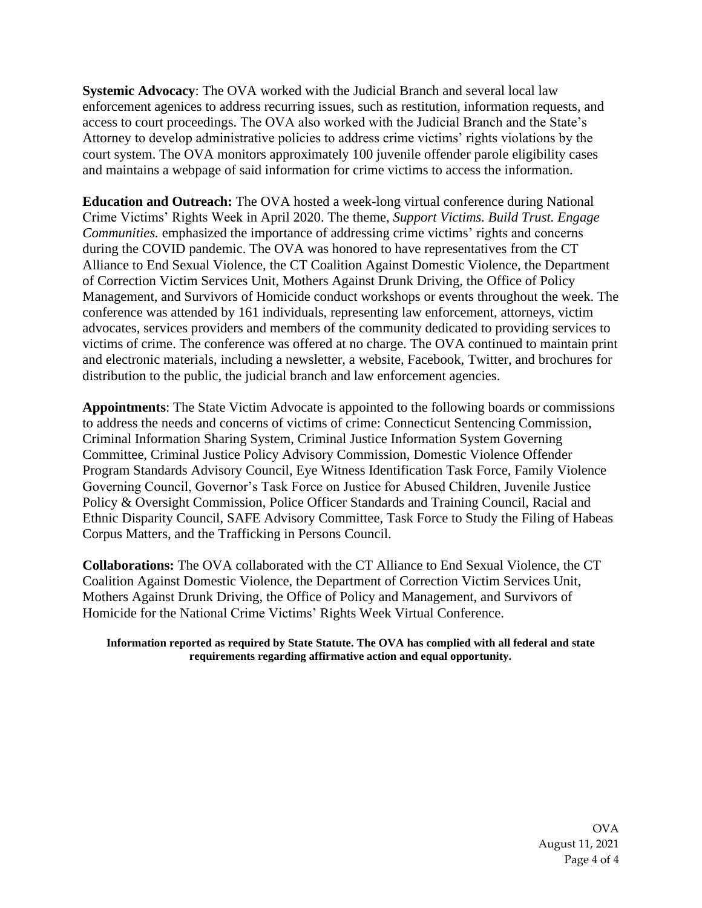**Systemic Advocacy**: The OVA worked with the Judicial Branch and several local law enforcement agenices to address recurring issues, such as restitution, information requests, and access to court proceedings. The OVA also worked with the Judicial Branch and the State's Attorney to develop administrative policies to address crime victims' rights violations by the court system. The OVA monitors approximately 100 juvenile offender parole eligibility cases and maintains a webpage of said information for crime victims to access the information.

**Education and Outreach:** The OVA hosted a week-long virtual conference during National Crime Victims' Rights Week in April 2020. The theme, *Support Victims. Build Trust. Engage Communities.* emphasized the importance of addressing crime victims' rights and concerns during the COVID pandemic. The OVA was honored to have representatives from the CT Alliance to End Sexual Violence, the CT Coalition Against Domestic Violence, the Department of Correction Victim Services Unit, Mothers Against Drunk Driving, the Office of Policy Management, and Survivors of Homicide conduct workshops or events throughout the week. The conference was attended by 161 individuals, representing law enforcement, attorneys, victim advocates, services providers and members of the community dedicated to providing services to victims of crime. The conference was offered at no charge. The OVA continued to maintain print and electronic materials, including a newsletter, a website, Facebook, Twitter, and brochures for distribution to the public, the judicial branch and law enforcement agencies.

**Appointments**: The State Victim Advocate is appointed to the following boards or commissions to address the needs and concerns of victims of crime: Connecticut Sentencing Commission, Criminal Information Sharing System, Criminal Justice Information System Governing Committee, Criminal Justice Policy Advisory Commission, Domestic Violence Offender Program Standards Advisory Council, Eye Witness Identification Task Force, Family Violence Governing Council, Governor's Task Force on Justice for Abused Children, Juvenile Justice Policy & Oversight Commission, Police Officer Standards and Training Council, Racial and Ethnic Disparity Council, SAFE Advisory Committee, Task Force to Study the Filing of Habeas Corpus Matters, and the Trafficking in Persons Council.

**Collaborations:** The OVA collaborated with the CT Alliance to End Sexual Violence, the CT Coalition Against Domestic Violence, the Department of Correction Victim Services Unit, Mothers Against Drunk Driving, the Office of Policy and Management, and Survivors of Homicide for the National Crime Victims' Rights Week Virtual Conference.

**Information reported as required by State Statute. The OVA has complied with all federal and state requirements regarding affirmative action and equal opportunity.**